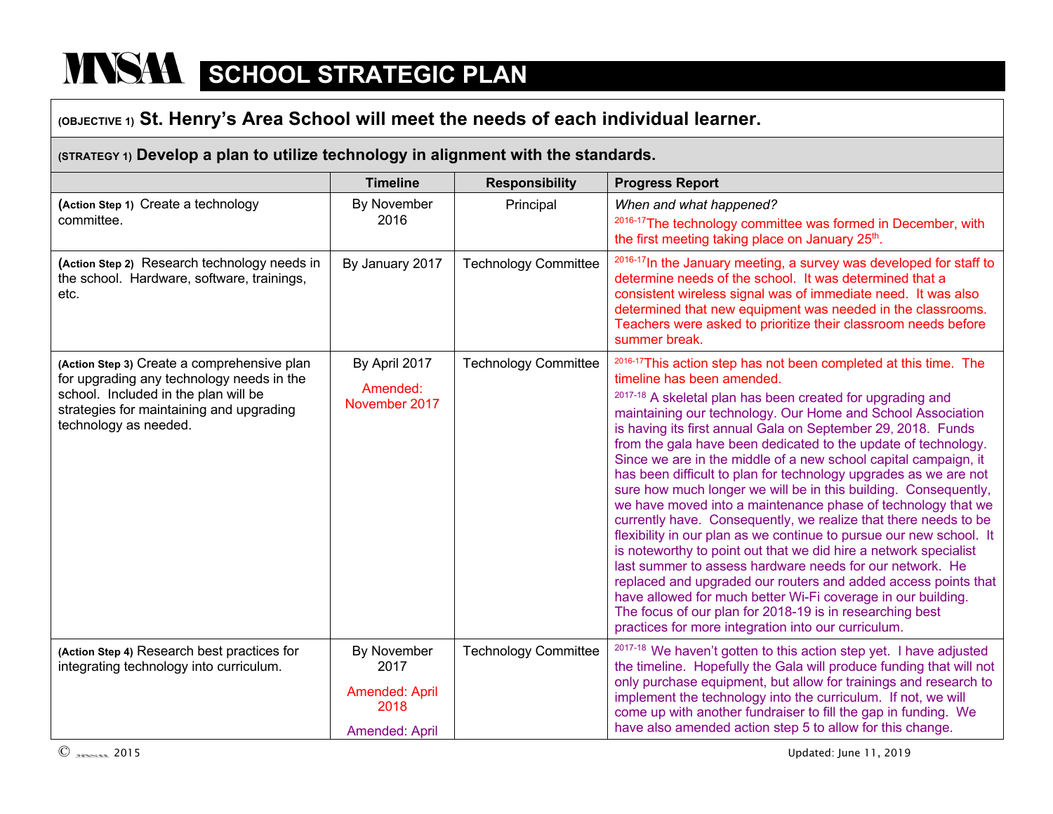# MNSAA SCHOOL STRATEGIC PLAN

## (OBJECTIVE 1) St. Henry's Area School will meet the needs of each individual learner.

### (STRATEGY 1) Develop a plan to utilize technology in alignment with the standards.

| | Timeline | Responsibility | Progress Report |
|---|---|---|---|
| **(Action Step 1)** Create a technology committee. | By November 2016 | Principal | *When and what happened?* 2016-17 The technology committee was formed in December, with the first meeting taking place on January 25th. |
| **(Action Step 2)** Research technology needs in the school. Hardware, software, trainings, etc. | By January 2017 | Technology Committee | 2016-17 In the January meeting, a survey was developed for staff to determine needs of the school. It was determined that a consistent wireless signal was of immediate need. It was also determined that new equipment was needed in the classrooms. Teachers were asked to prioritize their classroom needs before summer break. |
| **(Action Step 3)** Create a comprehensive plan for upgrading any technology needs in the school. Included in the plan will be strategies for maintaining and upgrading technology as needed. | By April 2017 Amended: November 2017 | Technology Committee | 2016-17 This action step has not been completed at this time. The timeline has been amended. 2017-18 A skeletal plan has been created for upgrading and maintaining our technology. Our Home and School Association is having its first annual Gala on September 29, 2018. Funds from the gala have been dedicated to the update of technology. Since we are in the middle of a new school capital campaign, it has been difficult to plan for technology upgrades as we are not sure how much longer we will be in this building. Consequently, we have moved into a maintenance phase of technology that we currently have. Consequently, we realize that there needs to be flexibility in our plan as we continue to pursue our new school. It is noteworthy to point out that we did hire a network specialist last summer to assess hardware needs for our network. He replaced and upgraded our routers and added access points that have allowed for much better Wi-Fi coverage in our building. The focus of our plan for 2018-19 is in researching best practices for more integration into our curriculum. |
| **(Action Step 4)** Research best practices for integrating technology into curriculum. | By November 2017 Amended: April 2018 Amended: April | Technology Committee | 2017-18 We haven't gotten to this action step yet. I have adjusted the timeline. Hopefully the Gala will produce funding that will not only purchase equipment, but allow for trainings and research to implement the technology into the curriculum. If not, we will come up with another fundraiser to fill the gap in funding. We have also amended action step 5 to allow for this change. |

© MNSAA 2015 Updated: June 11, 2019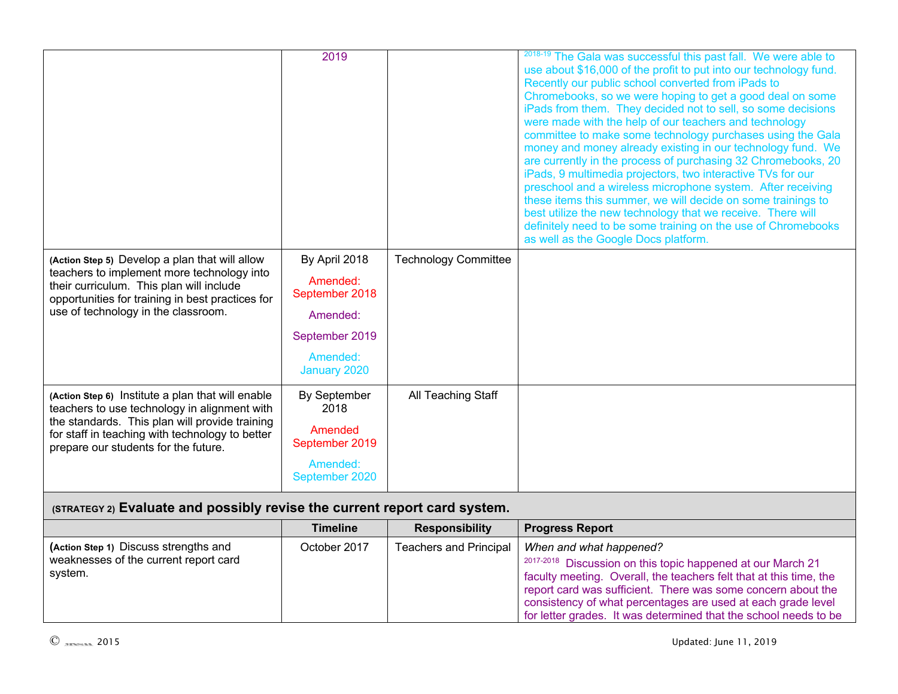| | | | |
|---|---|---|---|
| | 2019 | | 2018-19 The Gala was successful this past fall. We were able to use about $16,000 of the profit to put into our technology fund. Recently our public school converted from iPads to Chromebooks, so we were hoping to get a good deal on some iPads from them. They decided not to sell, so some decisions were made with the help of our teachers and technology committee to make some technology purchases using the Gala money and money already existing in our technology fund. We are currently in the process of purchasing 32 Chromebooks, 20 iPads, 9 multimedia projectors, two interactive TVs for our preschool and a wireless microphone system. After receiving these items this summer, we will decide on some trainings to best utilize the new technology that we receive. There will definitely need to be some training on the use of Chromebooks as well as the Google Docs platform. |
| (Action Step 5) Develop a plan that will allow teachers to implement more technology into their curriculum. This plan will include opportunities for training in best practices for use of technology in the classroom. | By April 2018<br>Amended: September 2018<br>Amended:<br>September 2019<br>Amended: January 2020 | Technology Committee | |
| (Action Step 6) Institute a plan that will enable teachers to use technology in alignment with the standards. This plan will provide training for staff in teaching with technology to better prepare our students for the future. | By September 2018<br>Amended September 2019<br>Amended: September 2020 | All Teaching Staff | |
| **(STRATEGY 2) Evaluate and possibly revise the current report card system.** | | | |
| | **Timeline** | **Responsibility** | **Progress Report** |
| (Action Step 1) Discuss strengths and weaknesses of the current report card system. | October 2017 | Teachers and Principal | *When and what happened?*<br>2017-2018 Discussion on this topic happened at our March 21 faculty meeting. Overall, the teachers felt that at this time, the report card was sufficient. There was some concern about the consistency of what percentages are used at each grade level for letter grades. It was determined that the school needs to be |

© 2015 Updated: June 11, 2019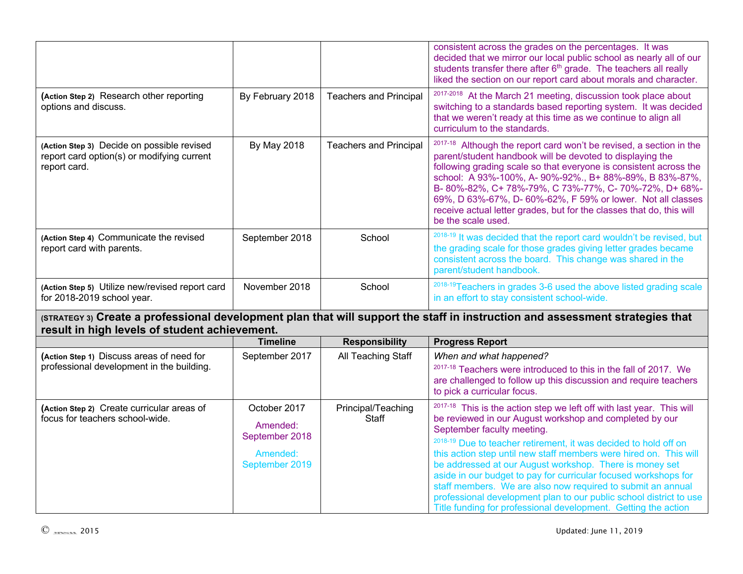| | | | |
|---|---|---|---|
| | | | consistent across the grades on the percentages. It was decided that we mirror our local public school as nearly all of our students transfer there after 6th grade. The teachers all really liked the section on our report card about morals and character. |
| **(Action Step 2)** Research other reporting options and discuss. | By February 2018 | Teachers and Principal | 2017-2018 At the March 21 meeting, discussion took place about switching to a standards based reporting system. It was decided that we weren't ready at this time as we continue to align all curriculum to the standards. |
| **(Action Step 3)** Decide on possible revised report card option(s) or modifying current report card. | By May 2018 | Teachers and Principal | 2017-18 Although the report card won't be revised, a section in the parent/student handbook will be devoted to displaying the following grading scale so that everyone is consistent across the school: A 93%-100%, A- 90%-92%., B+ 88%-89%, B 83%-87%, B- 80%-82%, C+ 78%-79%, C 73%-77%, C- 70%-72%, D+ 68%-69%, D 63%-67%, D- 60%-62%, F 59% or lower. Not all classes receive actual letter grades, but for the classes that do, this will be the scale used. |
| **(Action Step 4)** Communicate the revised report card with parents. | September 2018 | School | 2018-19 It was decided that the report card wouldn't be revised, but the grading scale for those grades giving letter grades became consistent across the board. This change was shared in the parent/student handbook. |
| **(Action Step 5)** Utilize new/revised report card for 2018-2019 school year. | November 2018 | School | 2018-19 Teachers in grades 3-6 used the above listed grading scale in an effort to stay consistent school-wide. |
| **(STRATEGY 3) Create a professional development plan that will support the staff in instruction and assessment strategies that result in high levels of student achievement.** | | | |
| | **Timeline** | **Responsibility** | **Progress Report** |
| **(Action Step 1)** Discuss areas of need for professional development in the building. | September 2017 | All Teaching Staff | *When and what happened?* 2017-18 Teachers were introduced to this in the fall of 2017. We are challenged to follow up this discussion and require teachers to pick a curricular focus. |
| **(Action Step 2)** Create curricular areas of focus for teachers school-wide. | October 2017 Amended: September 2018 Amended: September 2019 | Principal/Teaching Staff | 2017-18 This is the action step we left off with last year. This will be reviewed in our August workshop and completed by our September faculty meeting. 2018-19 Due to teacher retirement, it was decided to hold off on this action step until new staff members were hired on. This will be addressed at our August workshop. There is money set aside in our budget to pay for curricular focused workshops for staff members. We are also now required to submit an annual professional development plan to our public school district to use Title funding for professional development. Getting the action |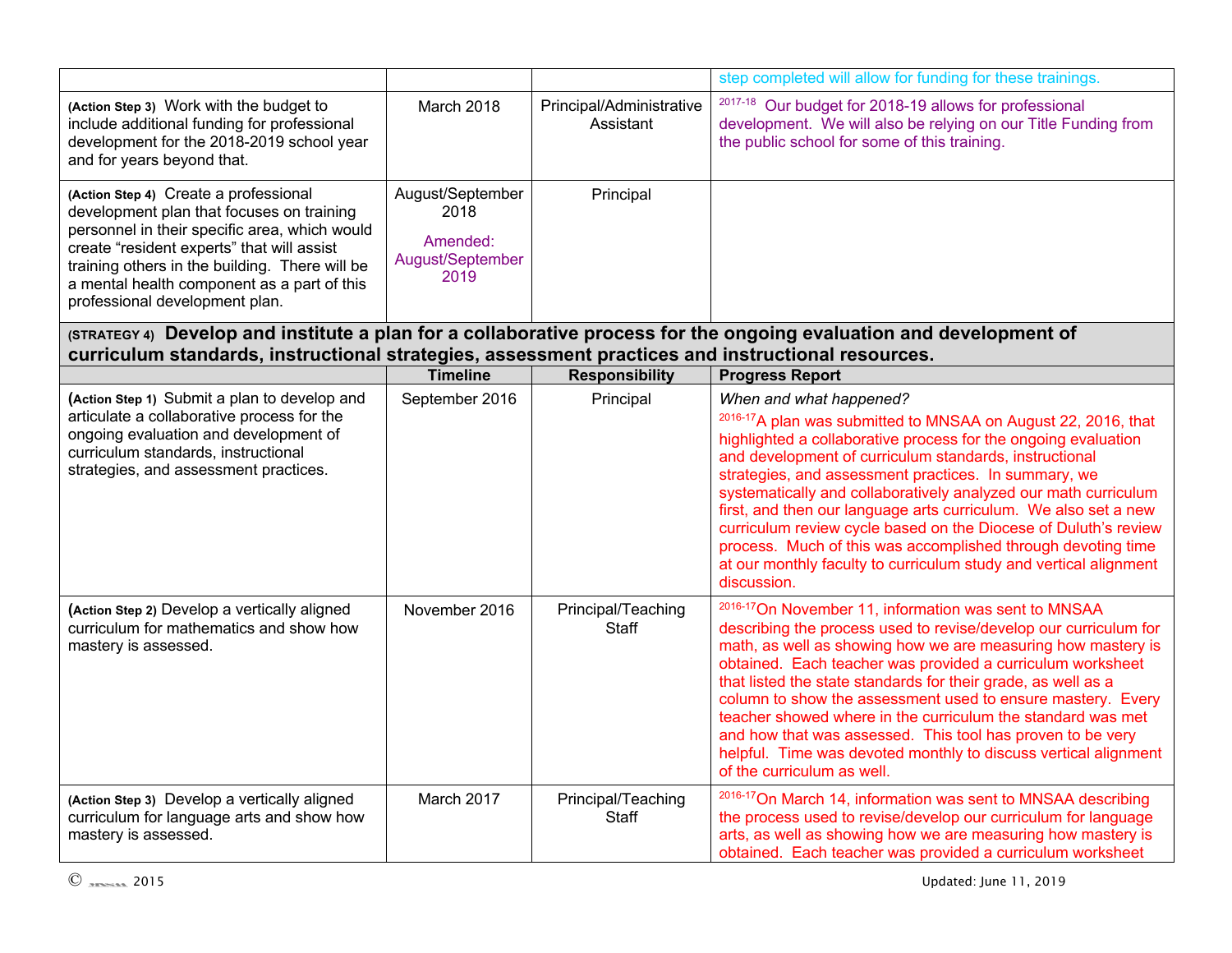| | | | step completed will allow for funding for these trainings. |
|---|---|---|---|
| **(Action Step 3)** Work with the budget to include additional funding for professional development for the 2018-2019 school year and for years beyond that. | March 2018 | Principal/Administrative Assistant | [2017-18] Our budget for 2018-19 allows for professional development. We will also be relying on our Title Funding from the public school for some of this training. |
| **(Action Step 4)** Create a professional development plan that focuses on training personnel in their specific area, which would create "resident experts" that will assist training others in the building. There will be a mental health component as a part of this professional development plan. | August/September 2018<br><br>Amended: August/September 2019 | Principal | |

| **(STRATEGY 4) Develop and institute a plan for a collaborative process for the ongoing evaluation and development of curriculum standards, instructional strategies, assessment practices and instructional resources.** | | | |
|---|---|---|---|
| | **Timeline** | **Responsibility** | **Progress Report** |
| **(Action Step 1)** Submit a plan to develop and articulate a collaborative process for the ongoing evaluation and development of curriculum standards, instructional strategies, and assessment practices. | September 2016 | Principal | *When and what happened?*<br>[2016-17]A plan was submitted to MNSAA on August 22, 2016, that highlighted a collaborative process for the ongoing evaluation and development of curriculum standards, instructional strategies, and assessment practices. In summary, we systematically and collaboratively analyzed our math curriculum first, and then our language arts curriculum. We also set a new curriculum review cycle based on the Diocese of Duluth's review process. Much of this was accomplished through devoting time at our monthly faculty to curriculum study and vertical alignment discussion. |
| **(Action Step 2)** Develop a vertically aligned curriculum for mathematics and show how mastery is assessed. | November 2016 | Principal/Teaching Staff | [2016-17]On November 11, information was sent to MNSAA describing the process used to revise/develop our curriculum for math, as well as showing how we are measuring how mastery is obtained. Each teacher was provided a curriculum worksheet that listed the state standards for their grade, as well as a column to show the assessment used to ensure mastery. Every teacher showed where in the curriculum the standard was met and how that was assessed. This tool has proven to be very helpful. Time was devoted monthly to discuss vertical alignment of the curriculum as well. |
| **(Action Step 3)** Develop a vertically aligned curriculum for language arts and show how mastery is assessed. | March 2017 | Principal/Teaching Staff | [2016-17]On March 14, information was sent to MNSAA describing the process used to revise/develop our curriculum for language arts, as well as showing how we are measuring how mastery is obtained. Each teacher was provided a curriculum worksheet |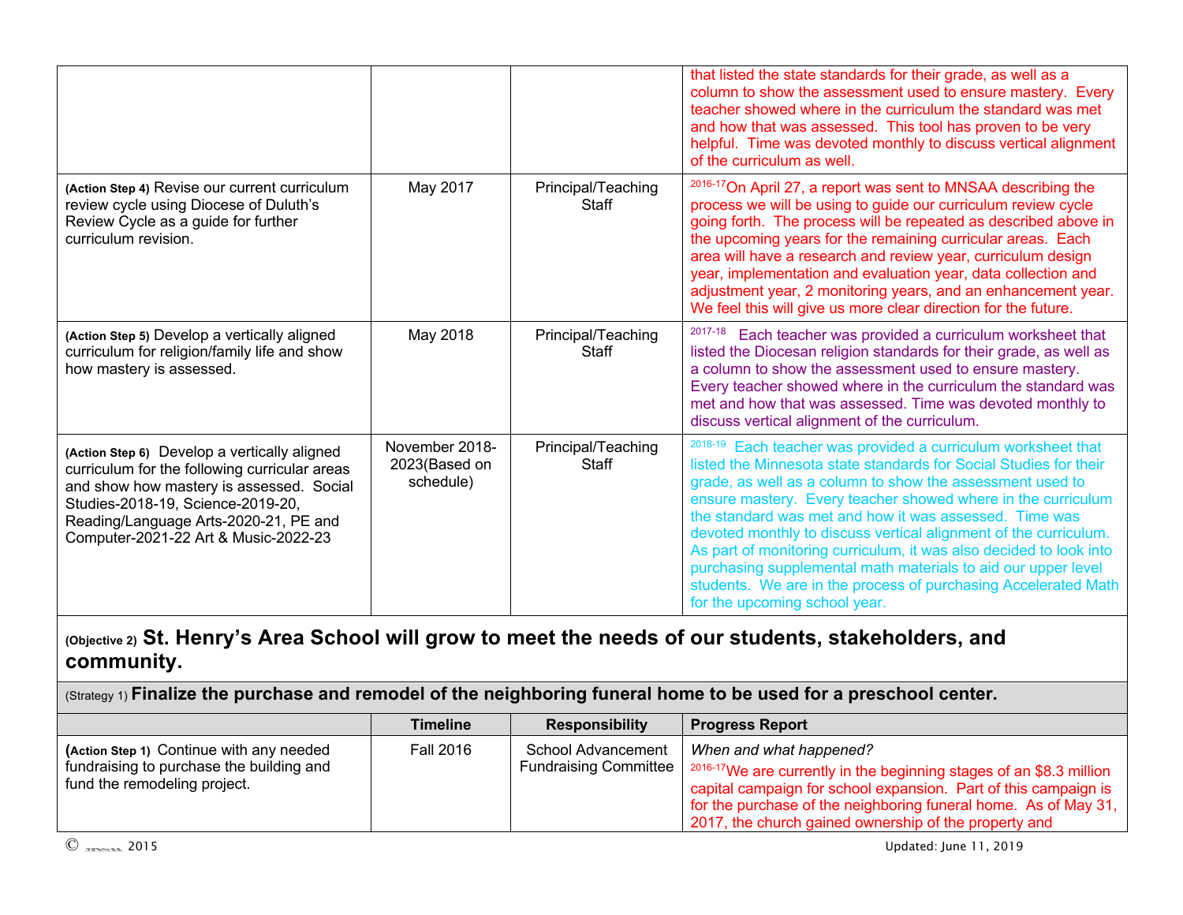| | | | |
|---|---|---|---|
| | | | that listed the state standards for their grade, as well as a column to show the assessment used to ensure mastery. Every teacher showed where in the curriculum the standard was met and how that was assessed. This tool has proven to be very helpful. Time was devoted monthly to discuss vertical alignment of the curriculum as well. |
| **(Action Step 4)** Revise our current curriculum review cycle using Diocese of Duluth's Review Cycle as a guide for further curriculum revision. | May 2017 | Principal/Teaching Staff | 2016-17 On April 27, a report was sent to MNSAA describing the process we will be using to guide our curriculum review cycle going forth. The process will be repeated as described above in the upcoming years for the remaining curricular areas. Each area will have a research and review year, curriculum design year, implementation and evaluation year, data collection and adjustment year, 2 monitoring years, and an enhancement year. We feel this will give us more clear direction for the future. |
| **(Action Step 5)** Develop a vertically aligned curriculum for religion/family life and show how mastery is assessed. | May 2018 | Principal/Teaching Staff | 2017-18 Each teacher was provided a curriculum worksheet that listed the Diocesan religion standards for their grade, as well as a column to show the assessment used to ensure mastery. Every teacher showed where in the curriculum the standard was met and how that was assessed. Time was devoted monthly to discuss vertical alignment of the curriculum. |
| **(Action Step 6)** Develop a vertically aligned curriculum for the following curricular areas and show how mastery is assessed. Social Studies-2018-19, Science-2019-20, Reading/Language Arts-2020-21, PE and Computer-2021-22 Art & Music-2022-23 | November 2018-2023(Based on schedule) | Principal/Teaching Staff | 2018-19 Each teacher was provided a curriculum worksheet that listed the Minnesota state standards for Social Studies for their grade, as well as a column to show the assessment used to ensure mastery. Every teacher showed where in the curriculum the standard was met and how it was assessed. Time was devoted monthly to discuss vertical alignment of the curriculum. As part of monitoring curriculum, it was also decided to look into purchasing supplemental math materials to aid our upper level students. We are in the process of purchasing Accelerated Math for the upcoming school year. |

## (Objective 2) St. Henry's Area School will grow to meet the needs of our students, stakeholders, and community.

**(Strategy 1) Finalize the purchase and remodel of the neighboring funeral home to be used for a preschool center.**

| | Timeline | Responsibility | Progress Report |
|---|---|---|---|
| **(Action Step 1)** Continue with any needed fundraising to purchase the building and fund the remodeling project. | Fall 2016 | School Advancement Fundraising Committee | *When and what happened?* 2016-17 We are currently in the beginning stages of an $8.3 million capital campaign for school expansion. Part of this campaign is for the purchase of the neighboring funeral home. As of May 31, 2017, the church gained ownership of the property and |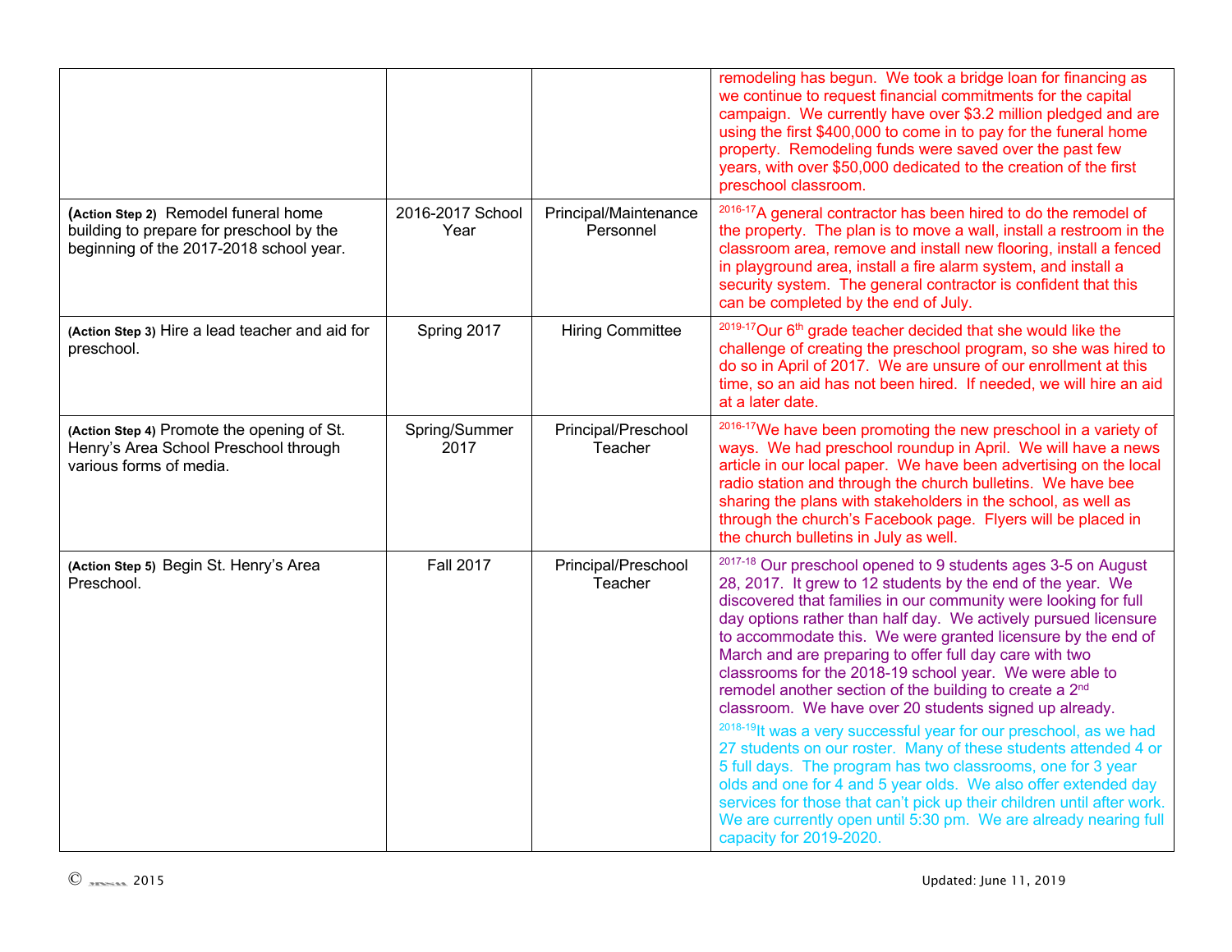| | | | |
|---|---|---|---|
| | | | remodeling has begun. We took a bridge loan for financing as we continue to request financial commitments for the capital campaign. We currently have over $3.2 million pledged and are using the first $400,000 to come in to pay for the funeral home property. Remodeling funds were saved over the past few years, with over $50,000 dedicated to the creation of the first preschool classroom. |
| **(Action Step 2)** Remodel funeral home building to prepare for preschool by the beginning of the 2017-2018 school year. | 2016-2017 School Year | Principal/Maintenance Personnel | 2016-17 A general contractor has been hired to do the remodel of the property. The plan is to move a wall, install a restroom in the classroom area, remove and install new flooring, install a fenced in playground area, install a fire alarm system, and install a security system. The general contractor is confident that this can be completed by the end of July. |
| **(Action Step 3)** Hire a lead teacher and aid for preschool. | Spring 2017 | Hiring Committee | 2019-17 Our 6th grade teacher decided that she would like the challenge of creating the preschool program, so she was hired to do so in April of 2017. We are unsure of our enrollment at this time, so an aid has not been hired. If needed, we will hire an aid at a later date. |
| **(Action Step 4)** Promote the opening of St. Henry's Area School Preschool through various forms of media. | Spring/Summer 2017 | Principal/Preschool Teacher | 2016-17 We have been promoting the new preschool in a variety of ways. We had preschool roundup in April. We will have a news article in our local paper. We have been advertising on the local radio station and through the church bulletins. We have bee sharing the plans with stakeholders in the school, as well as through the church's Facebook page. Flyers will be placed in the church bulletins in July as well. |
| **(Action Step 5)** Begin St. Henry's Area Preschool. | Fall 2017 | Principal/Preschool Teacher | 2017-18 Our preschool opened to 9 students ages 3-5 on August 28, 2017. It grew to 12 students by the end of the year. We discovered that families in our community were looking for full day options rather than half day. We actively pursued licensure to accommodate this. We were granted licensure by the end of March and are preparing to offer full day care with two classrooms for the 2018-19 school year. We were able to remodel another section of the building to create a 2nd classroom. We have over 20 students signed up already.<br><br>2018-19 It was a very successful year for our preschool, as we had 27 students on our roster. Many of these students attended 4 or 5 full days. The program has two classrooms, one for 3 year olds and one for 4 and 5 year olds. We also offer extended day services for those that can't pick up their children until after work. We are currently open until 5:30 pm. We are already nearing full capacity for 2019-2020. |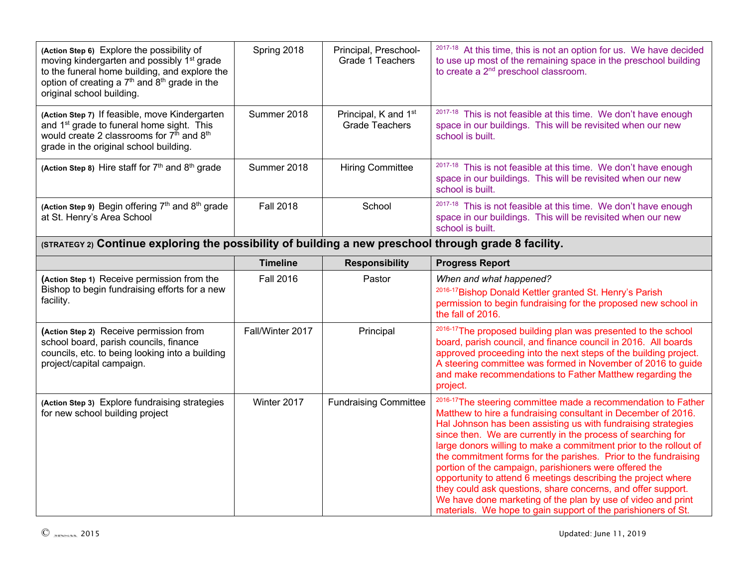| | | | |
|---|---|---|---|
| **(Action Step 6)** Explore the possibility of moving kindergarten and possibly 1st grade to the funeral home building, and explore the option of creating a 7th and 8th grade in the original school building. | Spring 2018 | Principal, Preschool-Grade 1 Teachers | 2017-18 At this time, this is not an option for us. We have decided to use up most of the remaining space in the preschool building to create a 2nd preschool classroom. |
| **(Action Step 7)** If feasible, move Kindergarten and 1st grade to funeral home sight. This would create 2 classrooms for 7th and 8th grade in the original school building. | Summer 2018 | Principal, K and 1st Grade Teachers | 2017-18 This is not feasible at this time. We don't have enough space in our buildings. This will be revisited when our new school is built. |
| **(Action Step 8)** Hire staff for 7th and 8th grade | Summer 2018 | Hiring Committee | 2017-18 This is not feasible at this time. We don't have enough space in our buildings. This will be revisited when our new school is built. |
| **(Action Step 9)** Begin offering 7th and 8th grade at St. Henry's Area School | Fall 2018 | School | 2017-18 This is not feasible at this time. We don't have enough space in our buildings. This will be revisited when our new school is built. |

**(STRATEGY 2) Continue exploring the possibility of building a new preschool through grade 8 facility.**

| | Timeline | Responsibility | Progress Report |
|---|---|---|---|
| **(Action Step 1)** Receive permission from the Bishop to begin fundraising efforts for a new facility. | Fall 2016 | Pastor | *When and what happened?* 2016-17 Bishop Donald Kettler granted St. Henry's Parish permission to begin fundraising for the proposed new school in the fall of 2016. |
| **(Action Step 2)** Receive permission from school board, parish councils, finance councils, etc. to being looking into a building project/capital campaign. | Fall/Winter 2017 | Principal | 2016-17 The proposed building plan was presented to the school board, parish council, and finance council in 2016. All boards approved proceeding into the next steps of the building project. A steering committee was formed in November of 2016 to guide and make recommendations to Father Matthew regarding the project. |
| **(Action Step 3)** Explore fundraising strategies for new school building project | Winter 2017 | Fundraising Committee | 2016-17 The steering committee made a recommendation to Father Matthew to hire a fundraising consultant in December of 2016. Hal Johnson has been assisting us with fundraising strategies since then. We are currently in the process of searching for large donors willing to make a commitment prior to the rollout of the commitment forms for the parishes. Prior to the fundraising portion of the campaign, parishioners were offered the opportunity to attend 6 meetings describing the project where they could ask questions, share concerns, and offer support. We have done marketing of the plan by use of video and print materials. We hope to gain support of the parishioners of St. |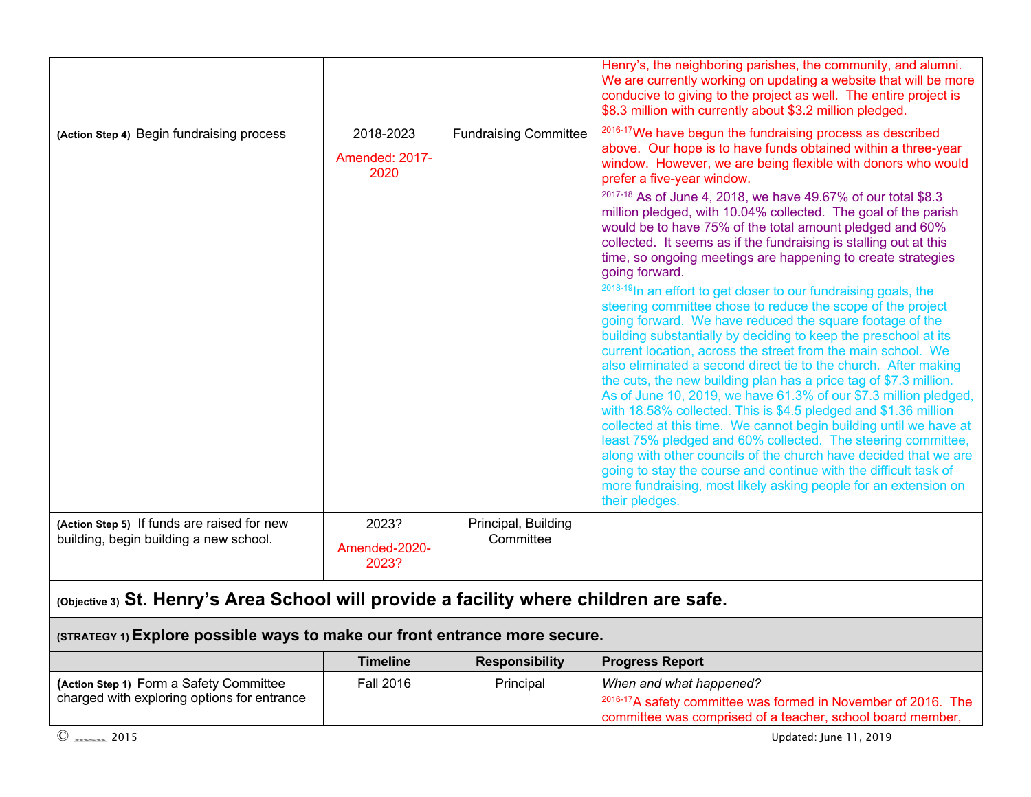| | | | Henry's, the neighboring parishes, the community, and alumni. We are currently working on updating a website that will be more conducive to giving to the project as well. The entire project is $8.3 million with currently about $3.2 million pledged. |
|---|---|---|---|
| **(Action Step 4)** Begin fundraising process | 2018-2023<br>Amended: 2017-2020 | Fundraising Committee | [2016-17]We have begun the fundraising process as described above. Our hope is to have funds obtained within a three-year window. However, we are being flexible with donors who would prefer a five-year window.<br>[2017-18] As of June 4, 2018, we have 49.67% of our total $8.3 million pledged, with 10.04% collected. The goal of the parish would be to have 75% of the total amount pledged and 60% collected. It seems as if the fundraising is stalling out at this time, so ongoing meetings are happening to create strategies going forward.<br>[2018-19]In an effort to get closer to our fundraising goals, the steering committee chose to reduce the scope of the project going forward. We have reduced the square footage of the building substantially by deciding to keep the preschool at its current location, across the street from the main school. We also eliminated a second direct tie to the church. After making the cuts, the new building plan has a price tag of $7.3 million. As of June 10, 2019, we have 61.3% of our $7.3 million pledged, with 18.58% collected. This is $4.5 pledged and $1.36 million collected at this time. We cannot begin building until we have at least 75% pledged and 60% collected. The steering committee, along with other councils of the church have decided that we are going to stay the course and continue with the difficult task of more fundraising, most likely asking people for an extension on their pledges. |
| **(Action Step 5)** If funds are raised for new building, begin building a new school. | 2023?<br>Amended-2020-2023? | Principal, Building Committee | |

**(Objective 3) St. Henry's Area School will provide a facility where children are safe.**

**(STRATEGY 1) Explore possible ways to make our front entrance more secure.**

| | Timeline | Responsibility | Progress Report |
|---|---|---|---|
| **(Action Step 1)** Form a Safety Committee charged with exploring options for entrance | Fall 2016 | Principal | *When and what happened?*<br>[2016-17]A safety committee was formed in November of 2016. The committee was comprised of a teacher, school board member, |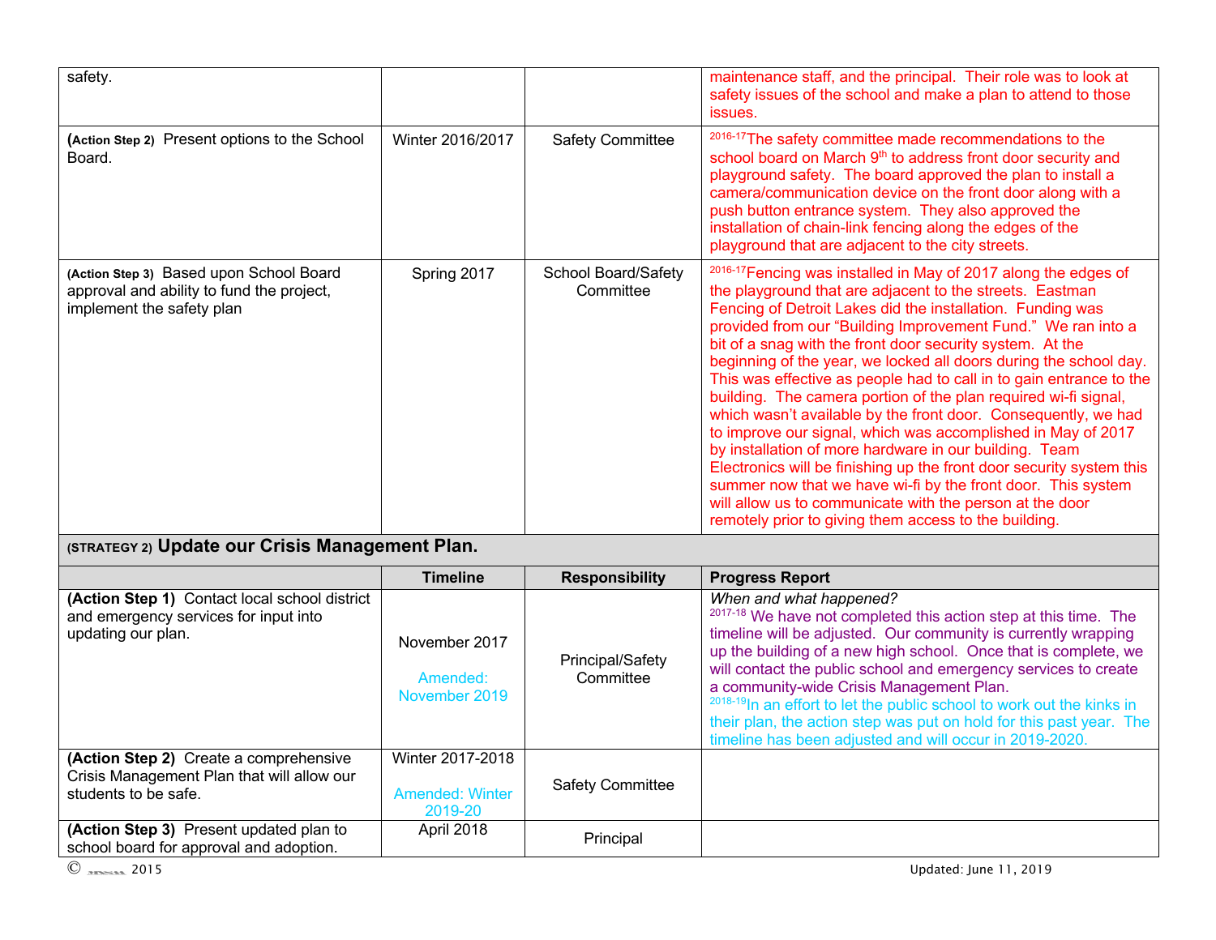| | | | |
|---|---|---|---|
| safety. | | | maintenance staff, and the principal. Their role was to look at safety issues of the school and make a plan to attend to those issues. |
| **(Action Step 2)** Present options to the School Board. | Winter 2016/2017 | Safety Committee | [2016-17]The safety committee made recommendations to the school board on March 9th to address front door security and playground safety. The board approved the plan to install a camera/communication device on the front door along with a push button entrance system. They also approved the installation of chain-link fencing along the edges of the playground that are adjacent to the city streets. |
| **(Action Step 3)** Based upon School Board approval and ability to fund the project, implement the safety plan | Spring 2017 | School Board/Safety Committee | [2016-17]Fencing was installed in May of 2017 along the edges of the playground that are adjacent to the streets. Eastman Fencing of Detroit Lakes did the installation. Funding was provided from our "Building Improvement Fund." We ran into a bit of a snag with the front door security system. At the beginning of the year, we locked all doors during the school day. This was effective as people had to call in to gain entrance to the building. The camera portion of the plan required wi-fi signal, which wasn't available by the front door. Consequently, we had to improve our signal, which was accomplished in May of 2017 by installation of more hardware in our building. Team Electronics will be finishing up the front door security system this summer now that we have wi-fi by the front door. This system will allow us to communicate with the person at the door remotely prior to giving them access to the building. |
| **(STRATEGY 2) Update our Crisis Management Plan.** | | | |
| | **Timeline** | **Responsibility** | **Progress Report** |
| **(Action Step 1)** Contact local school district and emergency services for input into updating our plan. | November 2017<br><br>Amended: November 2019 | Principal/Safety Committee | *When and what happened?*<br>[2017-18] We have not completed this action step at this time. The timeline will be adjusted. Our community is currently wrapping up the building of a new high school. Once that is complete, we will contact the public school and emergency services to create a community-wide Crisis Management Plan.<br>[2018-19]In an effort to let the public school to work out the kinks in their plan, the action step was put on hold for this past year. The timeline has been adjusted and will occur in 2019-2020. |
| **(Action Step 2)** Create a comprehensive Crisis Management Plan that will allow our students to be safe. | Winter 2017-2018<br><br>Amended: Winter 2019-20 | Safety Committee | |
| **(Action Step 3)** Present updated plan to school board for approval and adoption. | April 2018 | Principal | |

© 2015 Updated: June 11, 2019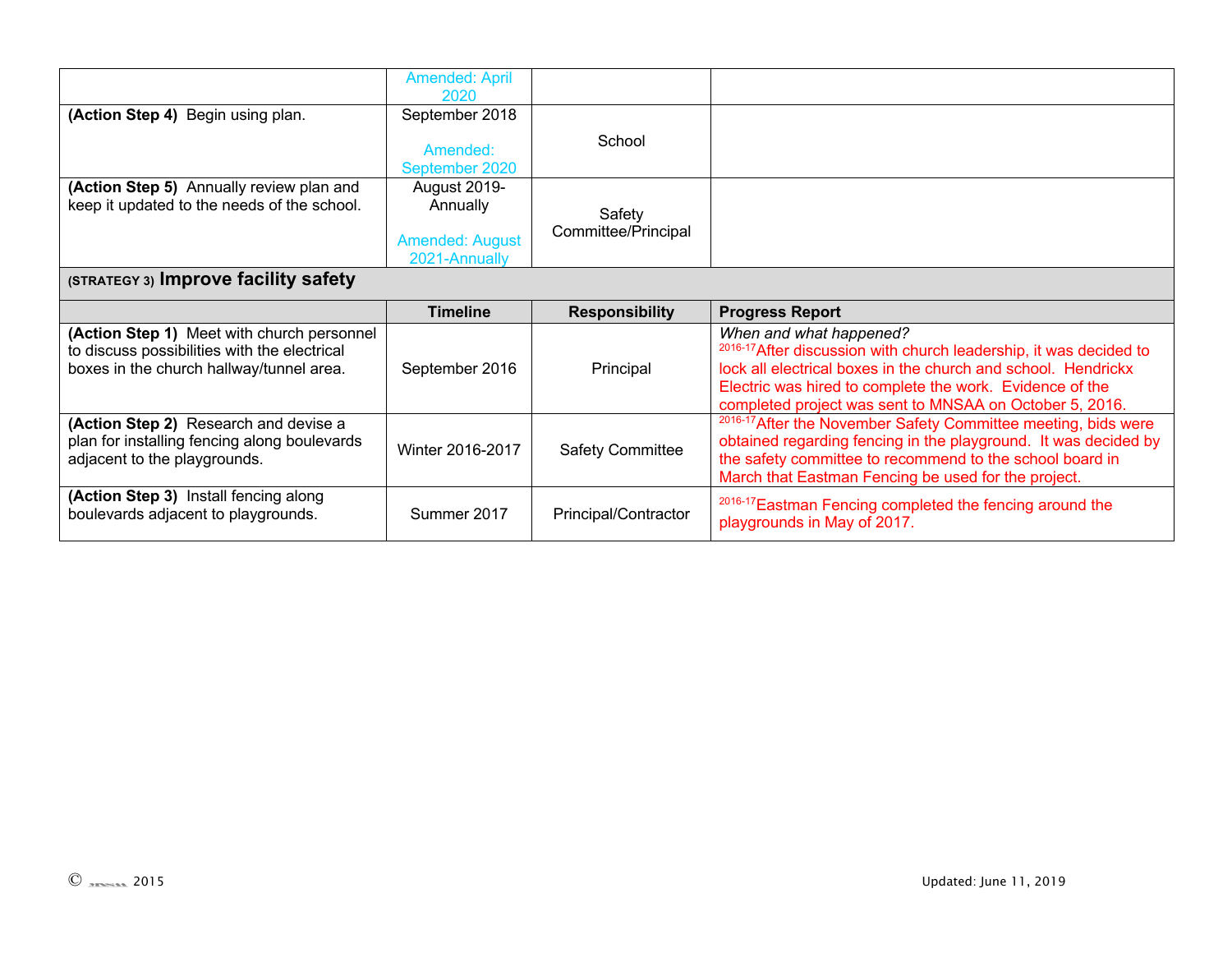| | | | |
|---|---|---|---|
| | Amended: April 2020 | | |
| **(Action Step 4)** Begin using plan. | September 2018<br><br>Amended: September 2020 | School | |
| **(Action Step 5)** Annually review plan and keep it updated to the needs of the school. | August 2019-Annually<br><br>Amended: August 2021-Annually | Safety Committee/Principal | |
| **(STRATEGY 3) Improve facility safety** | | | |
| | **Timeline** | **Responsibility** | **Progress Report** |
| **(Action Step 1)** Meet with church personnel to discuss possibilities with the electrical boxes in the church hallway/tunnel area. | September 2016 | Principal | *When and what happened?*<br>2016-17 After discussion with church leadership, it was decided to lock all electrical boxes in the church and school. Hendrickx Electric was hired to complete the work. Evidence of the completed project was sent to MNSAA on October 5, 2016. |
| **(Action Step 2)** Research and devise a plan for installing fencing along boulevards adjacent to the playgrounds. | Winter 2016-2017 | Safety Committee | 2016-17 After the November Safety Committee meeting, bids were obtained regarding fencing in the playground. It was decided by the safety committee to recommend to the school board in March that Eastman Fencing be used for the project. |
| **(Action Step 3)** Install fencing along boulevards adjacent to playgrounds. | Summer 2017 | Principal/Contractor | 2016-17 Eastman Fencing completed the fencing around the playgrounds in May of 2017. |